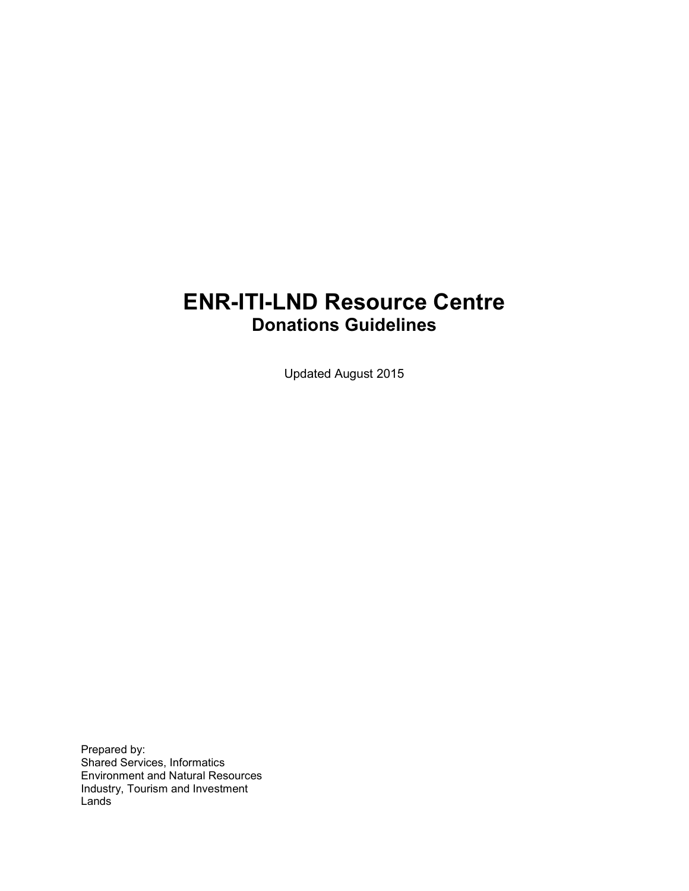# ENR-ITI-LND Resource Centre

## Donations Guidelines

Updated August 2015

Prepared by:
Shared Services, Informatics
Environment and Natural Resources
Industry, Tourism and Investment
Lands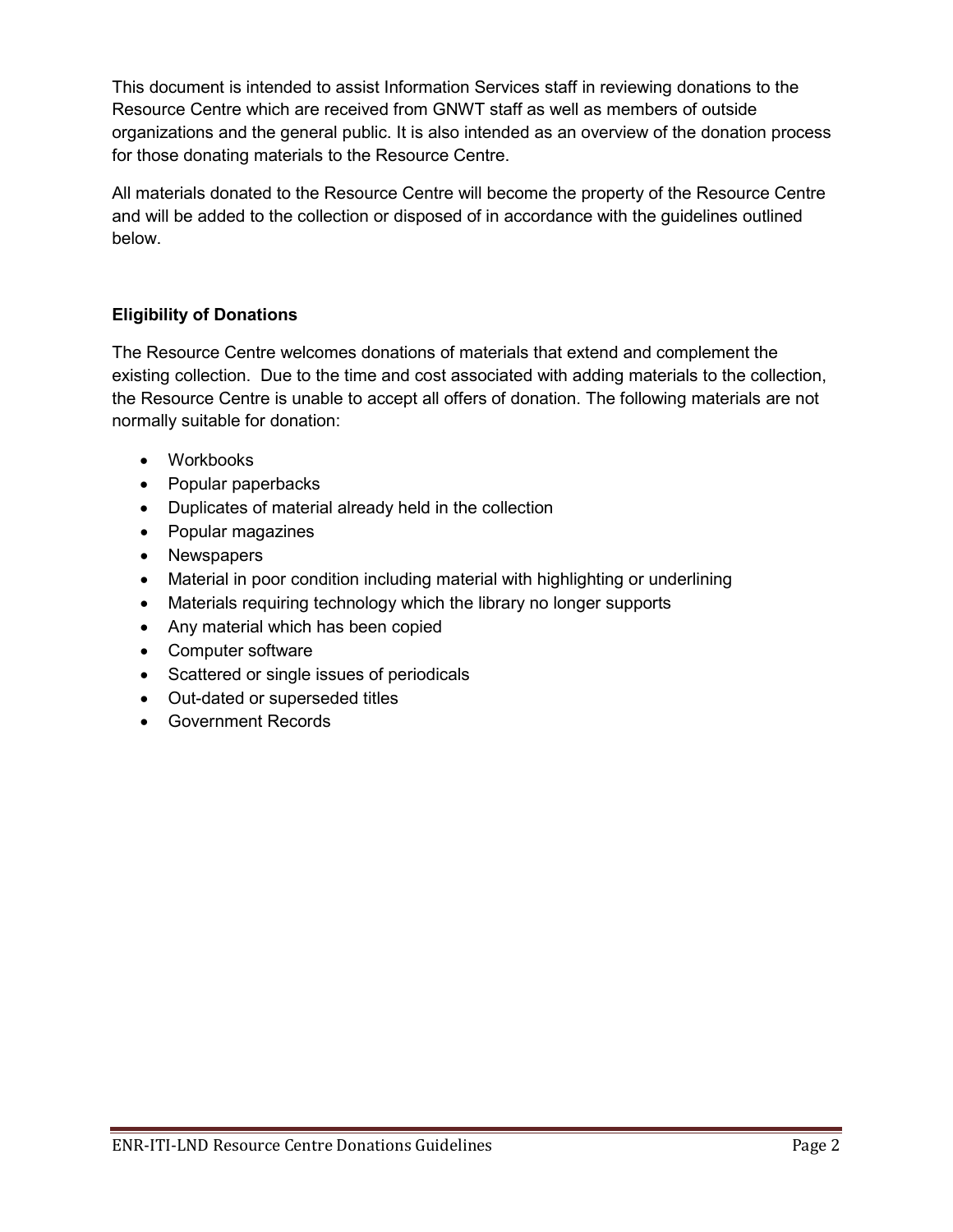This document is intended to assist Information Services staff in reviewing donations to the Resource Centre which are received from GNWT staff as well as members of outside organizations and the general public. It is also intended as an overview of the donation process for those donating materials to the Resource Centre.

All materials donated to the Resource Centre will become the property of the Resource Centre and will be added to the collection or disposed of in accordance with the guidelines outlined below.

## Eligibility of Donations

The Resource Centre welcomes donations of materials that extend and complement the existing collection. Due to the time and cost associated with adding materials to the collection, the Resource Centre is unable to accept all offers of donation. The following materials are not normally suitable for donation:

- Workbooks
- Popular paperbacks
- Duplicates of material already held in the collection
- Popular magazines
- Newspapers
- Material in poor condition including material with highlighting or underlining
- Materials requiring technology which the library no longer supports
- Any material which has been copied
- Computer software
- Scattered or single issues of periodicals
- Out-dated or superseded titles
- Government Records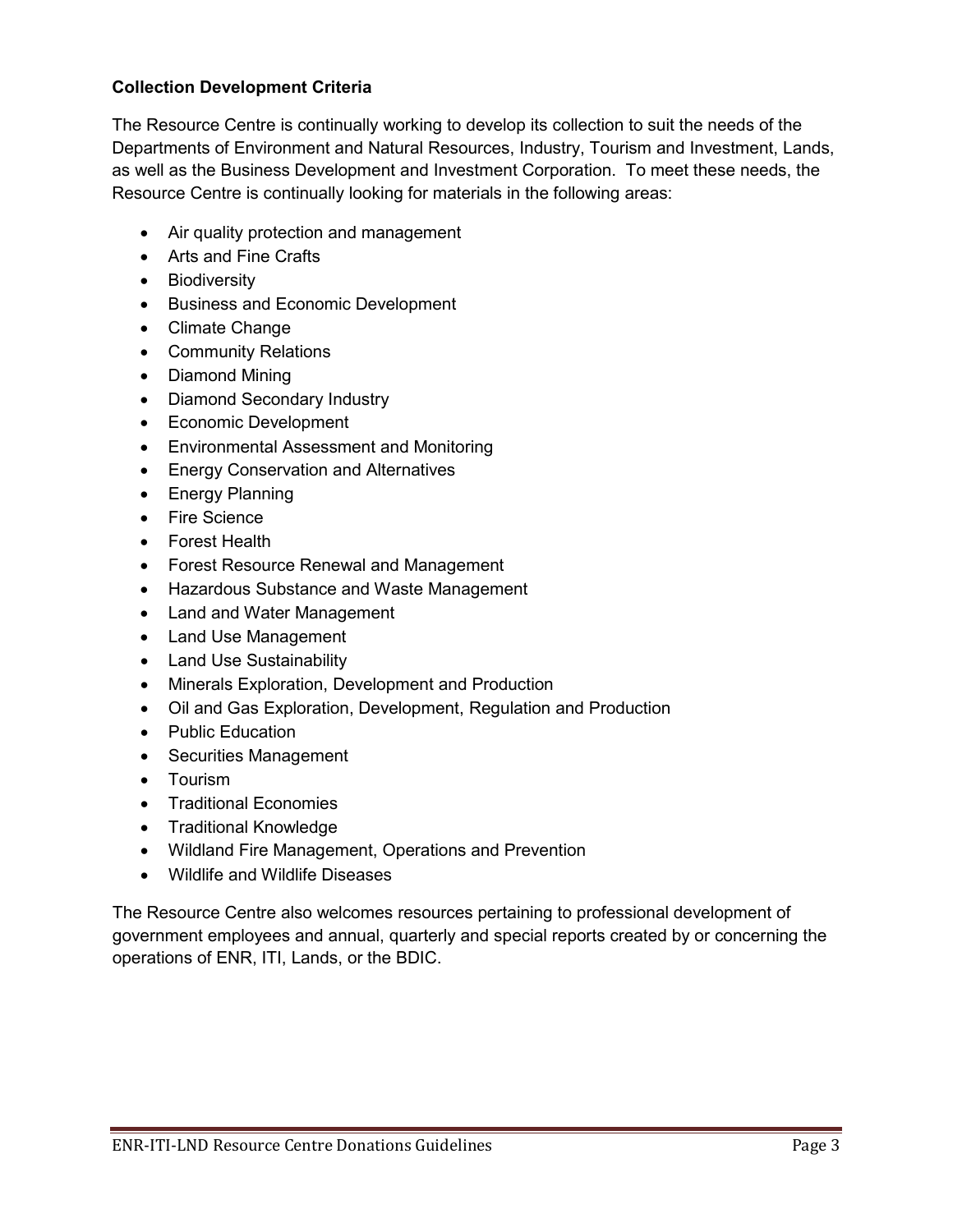**Collection Development Criteria**

The Resource Centre is continually working to develop its collection to suit the needs of the Departments of Environment and Natural Resources, Industry, Tourism and Investment, Lands, as well as the Business Development and Investment Corporation. To meet these needs, the Resource Centre is continually looking for materials in the following areas:

- Air quality protection and management
- Arts and Fine Crafts
- Biodiversity
- Business and Economic Development
- Climate Change
- Community Relations
- Diamond Mining
- Diamond Secondary Industry
- Economic Development
- Environmental Assessment and Monitoring
- Energy Conservation and Alternatives
- Energy Planning
- Fire Science
- Forest Health
- Forest Resource Renewal and Management
- Hazardous Substance and Waste Management
- Land and Water Management
- Land Use Management
- Land Use Sustainability
- Minerals Exploration, Development and Production
- Oil and Gas Exploration, Development, Regulation and Production
- Public Education
- Securities Management
- Tourism
- Traditional Economies
- Traditional Knowledge
- Wildland Fire Management, Operations and Prevention
- Wildlife and Wildlife Diseases

The Resource Centre also welcomes resources pertaining to professional development of government employees and annual, quarterly and special reports created by or concerning the operations of ENR, ITI, Lands, or the BDIC.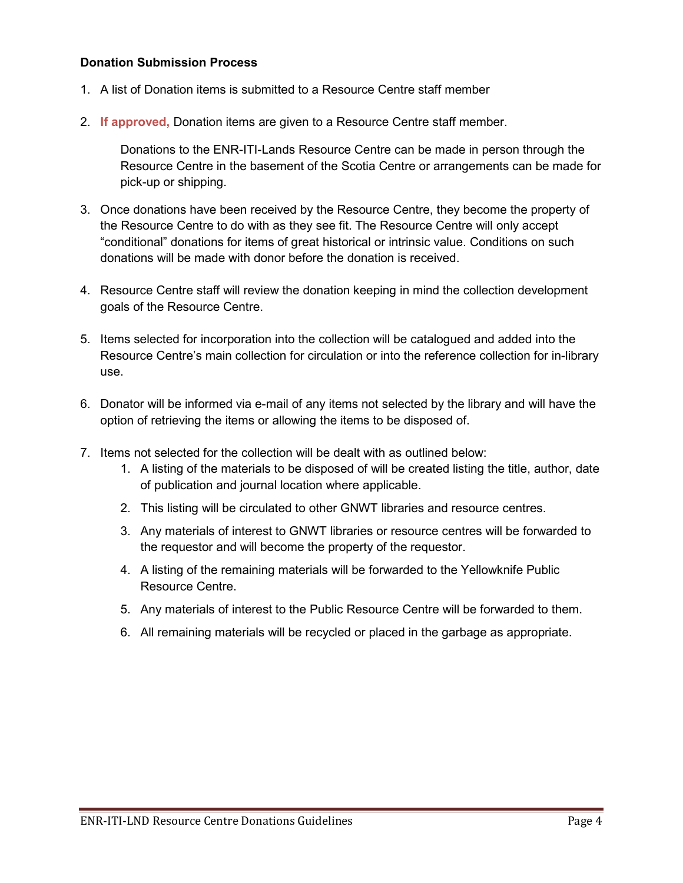**Donation Submission Process**

1. A list of Donation items is submitted to a Resource Centre staff member
2. **If approved,** Donation items are given to a Resource Centre staff member.

   Donations to the ENR-ITI-Lands Resource Centre can be made in person through the Resource Centre in the basement of the Scotia Centre or arrangements can be made for pick-up or shipping.

3. Once donations have been received by the Resource Centre, they become the property of the Resource Centre to do with as they see fit. The Resource Centre will only accept "conditional" donations for items of great historical or intrinsic value. Conditions on such donations will be made with donor before the donation is received.
4. Resource Centre staff will review the donation keeping in mind the collection development goals of the Resource Centre.
5. Items selected for incorporation into the collection will be catalogued and added into the Resource Centre's main collection for circulation or into the reference collection for in-library use.
6. Donator will be informed via e-mail of any items not selected by the library and will have the option of retrieving the items or allowing the items to be disposed of.
7. Items not selected for the collection will be dealt with as outlined below:
   1. A listing of the materials to be disposed of will be created listing the title, author, date of publication and journal location where applicable.
   2. This listing will be circulated to other GNWT libraries and resource centres.
   3. Any materials of interest to GNWT libraries or resource centres will be forwarded to the requestor and will become the property of the requestor.
   4. A listing of the remaining materials will be forwarded to the Yellowknife Public Resource Centre.
   5. Any materials of interest to the Public Resource Centre will be forwarded to them.
   6. All remaining materials will be recycled or placed in the garbage as appropriate.